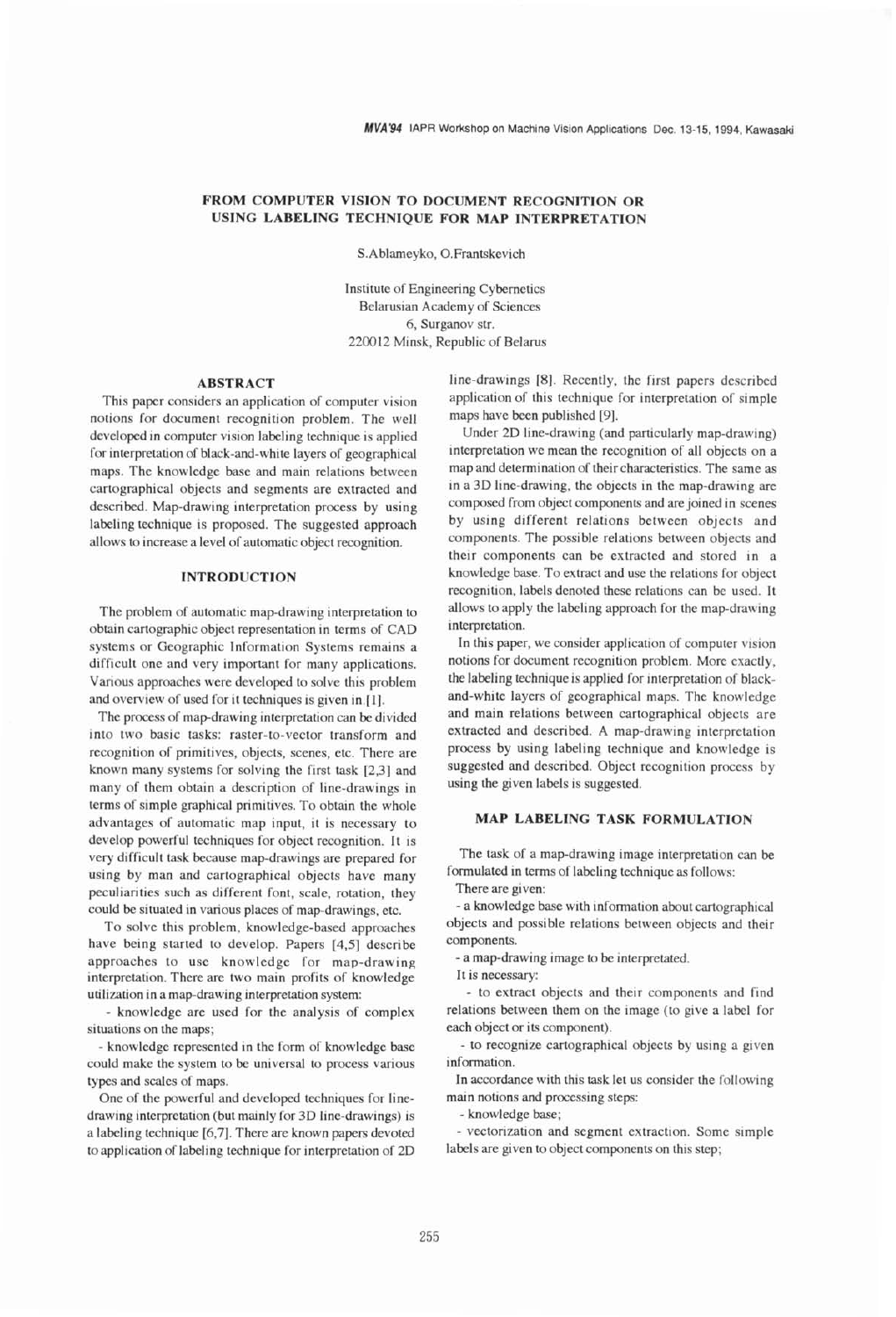# FROM COMPUTER VISION TO DOCUMENT RECOGNITION OR USING LABELING TECHNIQUE FOR MAP INTERPRETATION

S.Ablameyko, O.Frantskevich

Institute of Engineering Cybernetics
Belarusian Academy of Sciences
6, Surganov str.
220012 Minsk, Republic of Belarus

## ABSTRACT

This paper considers an application of computer vision notions for document recognition problem. The well developed in computer vision labeling technique is applied for interpretation of black-and-white layers of geographical maps. The knowledge base and main relations between cartographical objects and segments are extracted and described. Map-drawing interpretation process by using labeling technique is proposed. The suggested approach allows to increase a level of automatic object recognition.

## INTRODUCTION

The problem of automatic map-drawing interpretation to obtain cartographic object representation in terms of CAD systems or Geographic Information Systems remains a difficult one and very important for many applications. Various approaches were developed to solve this problem and overview of used for it techniques is given in [1].

The process of map-drawing interpretation can be divided into two basic tasks: raster-to-vector transform and recognition of primitives, objects, scenes, etc. There are known many systems for solving the first task [2,3] and many of them obtain a description of line-drawings in terms of simple graphical primitives. To obtain the whole advantages of automatic map input, it is necessary to develop powerful techniques for object recognition. It is very difficult task because map-drawings are prepared for using by man and cartographical objects have many peculiarities such as different font, scale, rotation, they could be situated in various places of map-drawings, etc.

To solve this problem, knowledge-based approaches have being started to develop. Papers [4,5] describe approaches to use knowledge for map-drawing interpretation. There are two main profits of knowledge utilization in a map-drawing interpretation system:

- knowledge are used for the analysis of complex situations on the maps;
- knowledge represented in the form of knowledge base could make the system to be universal to process various types and scales of maps.

One of the powerful and developed techniques for line-drawing interpretation (but mainly for 3D line-drawings) is a labeling technique [6,7]. There are known papers devoted to application of labeling technique for interpretation of 2D line-drawings [8]. Recently, the first papers described application of this technique for interpretation of simple maps have been published [9].

Under 2D line-drawing (and particularly map-drawing) interpretation we mean the recognition of all objects on a map and determination of their characteristics. The same as in a 3D line-drawing, the objects in the map-drawing are composed from object components and are joined in scenes by using different relations between objects and components. The possible relations between objects and their components can be extracted and stored in a knowledge base. To extract and use the relations for object recognition, labels denoted these relations can be used. It allows to apply the labeling approach for the map-drawing interpretation.

In this paper, we consider application of computer vision notions for document recognition problem. More exactly, the labeling technique is applied for interpretation of black-and-white layers of geographical maps. The knowledge and main relations between cartographical objects are extracted and described. A map-drawing interpretation process by using labeling technique and knowledge is suggested and described. Object recognition process by using the given labels is suggested.

## MAP LABELING TASK FORMULATION

The task of a map-drawing image interpretation can be formulated in terms of labeling technique as follows:

There are given:

- a knowledge base with information about cartographical objects and possible relations between objects and their components.
- a map-drawing image to be interpretated.

It is necessary:

- to extract objects and their components and find relations between them on the image (to give a label for each object or its component).
- to recognize cartographical objects by using a given information.

In accordance with this task let us consider the following main notions and processing steps:

- knowledge base;
- vectorization and segment extraction. Some simple labels are given to object components on this step;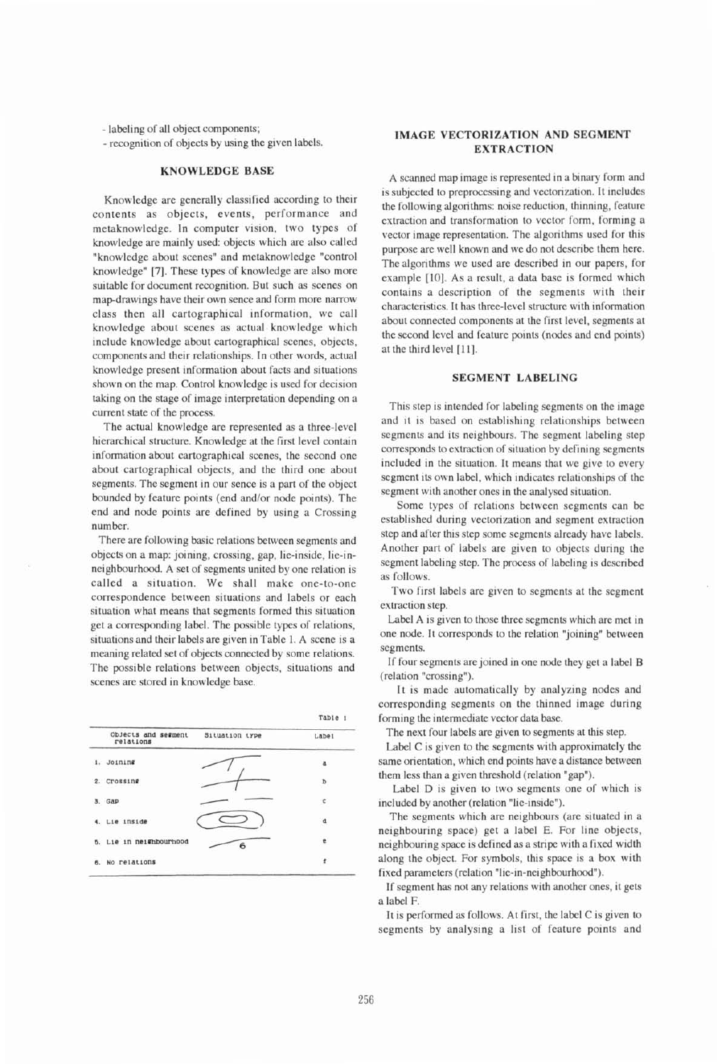- labeling of all object components;
- recognition of objects by using the given labels.

## KNOWLEDGE BASE

Knowledge are generally classified according to their contents as objects, events, performance and metaknowledge. In computer vision, two types of knowledge are mainly used: objects which are also called "knowledge about scenes" and metaknowledge "control knowledge" [7]. These types of knowledge are also more suitable for document recognition. But such as scenes on map-drawings have their own sence and form more narrow class then all cartographical information, we call knowledge about scenes as actual knowledge which include knowledge about cartographical scenes, objects, components and their relationships. In other words, actual knowledge present information about facts and situations shown on the map. Control knowledge is used for decision taking on the stage of image interpretation depending on a current state of the process.

The actual knowledge are represented as a three-level hierarchical structure. Knowledge at the first level contain information about cartographical scenes, the second one about cartographical objects, and the third one about segments. The segment in our sence is a part of the object bounded by feature points (end and/or node points). The end and node points are defined by using a Crossing number.

There are following basic relations between segments and objects on a map: joining, crossing, gap, lie-inside, lie-in-neighbourhood. A set of segments united by one relation is called a situation. We shall make one-to-one correspondence between situations and labels or each situation what means that segments formed this situation get a corresponding label. The possible types of relations, situations and their labels are given in Table 1. A scene is a meaning related set of objects connected by some relations. The possible relations between objects, situations and scenes are stored in knowledge base.

Table 1

| Objects and segment relations | Situation type | Label |
|---|---|---|
| 1. Joining | | a |
| 2. Crossing | | b |
| 3. Gap | | c |
| 4. Lie inside | | d |
| 5. Lie in neighbourhood | 6 | e |
| 6. No relations | | f |

## IMAGE VECTORIZATION AND SEGMENT EXTRACTION

A scanned map image is represented in a binary form and is subjected to preprocessing and vectorization. It includes the following algorithms: noise reduction, thinning, feature extraction and transformation to vector form, forming a vector image representation. The algorithms used for this purpose are well known and we do not describe them here. The algorithms we used are described in our papers, for example [10]. As a result, a data base is formed which contains a description of the segments with their characteristics. It has three-level structure with information about connected components at the first level, segments at the second level and feature points (nodes and end points) at the third level [11].

## SEGMENT LABELING

This step is intended for labeling segments on the image and it is based on establishing relationships between segments and its neighbours. The segment labeling step corresponds to extraction of situation by defining segments included in the situation. It means that we give to every segment its own label, which indicates relationships of the segment with another ones in the analysed situation.

Some types of relations between segments can be established during vectorization and segment extraction step and after this step some segments already have labels. Another part of labels are given to objects during the segment labeling step. The process of labeling is described as follows.

Two first labels are given to segments at the segment extraction step.

Label A is given to those three segments which are met in one node. It corresponds to the relation "joining" between segments.

If four segments are joined in one node they get a label B (relation "crossing").

It is made automatically by analyzing nodes and corresponding segments on the thinned image during forming the intermediate vector data base.

The next four labels are given to segments at this step.

Label C is given to the segments with approximately the same orientation, which end points have a distance between them less than a given threshold (relation "gap").

Label D is given to two segments one of which is included by another (relation "lie-inside").

The segments which are neighbours (are situated in a neighbouring space) get a label E. For line objects, neighbouring space is defined as a stripe with a fixed width along the object. For symbols, this space is a box with fixed parameters (relation "lie-in-neighbourhood").

If segment has not any relations with another ones, it gets a label F.

It is performed as follows. At first, the label C is given to segments by analysing a list of feature points and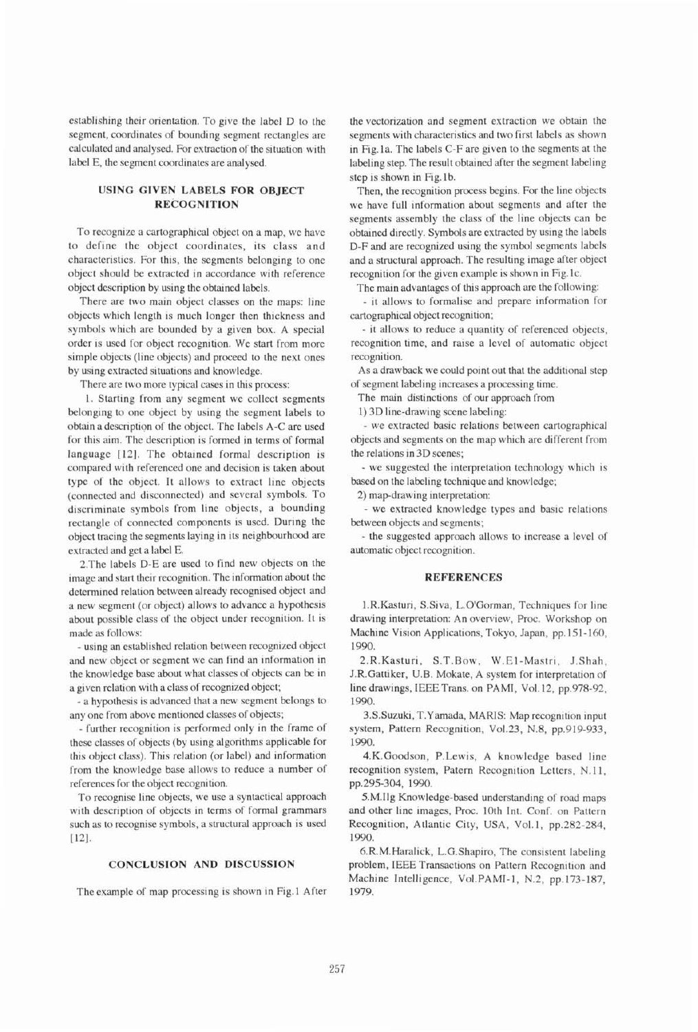establishing their orientation. To give the label D to the segment, coordinates of bounding segment rectangles are calculated and analysed. For extraction of the situation with label E, the segment coordinates are analysed.

## USING GIVEN LABELS FOR OBJECT RECOGNITION

To recognize a cartographical object on a map, we have to define the object coordinates, its class and characteristics. For this, the segments belonging to one object should be extracted in accordance with reference object description by using the obtained labels.

There are two main object classes on the maps: line objects which length is much longer then thickness and symbols which are bounded by a given box. A special order is used for object recognition. We start from more simple objects (line objects) and proceed to the next ones by using extracted situations and knowledge.

There are two more typical cases in this process:

1. Starting from any segment we collect segments belonging to one object by using the segment labels to obtain a description of the object. The labels A-C are used for this aim. The description is formed in terms of formal language [12]. The obtained formal description is compared with referenced one and decision is taken about type of the object. It allows to extract line objects (connected and disconnected) and several symbols. To discriminate symbols from line objects, a bounding rectangle of connected components is used. During the object tracing the segments laying in its neighbourhood are extracted and get a label E.

2. The labels D-E are used to find new objects on the image and start their recognition. The information about the determined relation between already recognised object and a new segment (or object) allows to advance a hypothesis about possible class of the object under recognition. It is made as follows:

- using an established relation between recognized object and new object or segment we can find an information in the knowledge base about what classes of objects can be in a given relation with a class of recognized object;
- a hypothesis is advanced that a new segment belongs to any one from above mentioned classes of objects;
- further recognition is performed only in the frame of these classes of objects (by using algorithms applicable for this object class). This relation (or label) and information from the knowledge base allows to reduce a number of references for the object recognition.

To recognise line objects, we use a syntactical approach with description of objects in terms of formal grammars such as to recognise symbols, a structural approach is used [12].

## CONCLUSION AND DISCUSSION

The example of map processing is shown in Fig.1 After the vectorization and segment extraction we obtain the segments with characteristics and two first labels as shown in Fig.1a. The labels C-F are given to the segments at the labeling step. The result obtained after the segment labeling step is shown in Fig.1b.

Then, the recognition process begins. For the line objects we have full information about segments and after the segments assembly the class of the line objects can be obtained directly. Symbols are extracted by using the labels D-F and are recognized using the symbol segments labels and a structural approach. The resulting image after object recognition for the given example is shown in Fig.1c.

The main advantages of this approach are the following:

- it allows to formalise and prepare information for cartographical object recognition;
- it allows to reduce a quantity of referenced objects, recognition time, and raise a level of automatic object recognition.

As a drawback we could point out that the additional step of segment labeling increases a processing time.

The main distinctions of our approach from

1) 3D line-drawing scene labeling:

- we extracted basic relations between cartographical objects and segments on the map which are different from the relations in 3D scenes;
- we suggested the interpretation technology which is based on the labeling technique and knowledge;

2) map-drawing interpretation:

- we extracted knowledge types and basic relations between objects and segments;
- the suggested approach allows to increase a level of automatic object recognition.

## REFERENCES

1. R.Kasturi, S.Siva, L.O'Gorman, Techniques for line drawing interpretation: An overview, Proc. Workshop on Machine Vision Applications, Tokyo, Japan, pp.151-160, 1990.

2. R.Kasturi, S.T.Bow, W.El-Mastri, J.Shah, J.R.Gattiker, U.B. Mokate, A system for interpretation of line drawings, IEEE Trans. on PAMI, Vol.12, pp.978-92, 1990.

3. S.Suzuki, T.Yamada, MARIS: Map recognition input system, Pattern Recognition, Vol.23, N.8, pp.919-933, 1990.

4. K.Goodson, P.Lewis, A knowledge based line recognition system, Patern Recognition Letters, N.11, pp.295-304, 1990.

5. M.Ilg Knowledge-based understanding of road maps and other line images, Proc. 10th Int. Conf. on Pattern Recognition, Atlantic City, USA, Vol.1, pp.282-284, 1990.

6. R.M.Haralick, L.G.Shapiro, The consistent labeling problem, IEEE Transactions on Pattern Recognition and Machine Intelligence, Vol.PAMI-1, N.2, pp.173-187, 1979.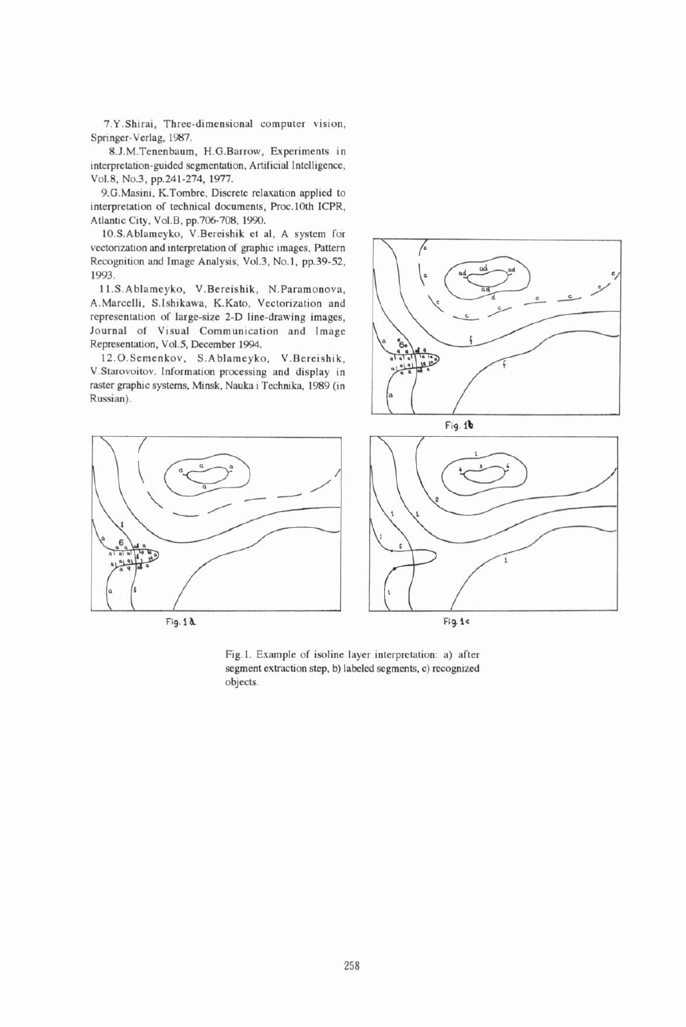7. Y. Shirai, Three-dimensional computer vision, Springer-Verlag, 1987.

8. J.M. Tenenbaum, H.G. Barrow, Experiments in interpretation-guided segmentation, Artificial Intelligence, Vol.8, No.3, pp.241-274, 1977.

9. G. Masini, K. Tombre, Discrete relaxation applied to interpretation of technical documents, Proc.10th ICPR, Atlantic City, Vol.B, pp.706-708, 1990.

10. S. Ablameyko, V. Bereishik et al, A system for vectorization and interpretation of graphic images, Pattern Recognition and Image Analysis, Vol.3, No.1, pp.39-52, 1993.

11. S. Ablameyko, V. Bereishik, N. Paramonova, A. Marcelli, S. Ishikawa, K. Kato, Vectorization and representation of large-size 2-D line-drawing images, Journal of Visual Communication and Image Representation, Vol.5, December 1994.

12. O. Semenkov, S. Ablameyko, V. Bereishik, V. Starovoitov. Information processing and display in raster graphic systems, Minsk, Nauka i Technika, 1989 (in Russian).

Fig. 1b

Fig. 1a

Fig. 1c

Fig. 1. Example of isoline layer interpretation: a) after segment extraction step, b) labeled segments, c) recognized objects.